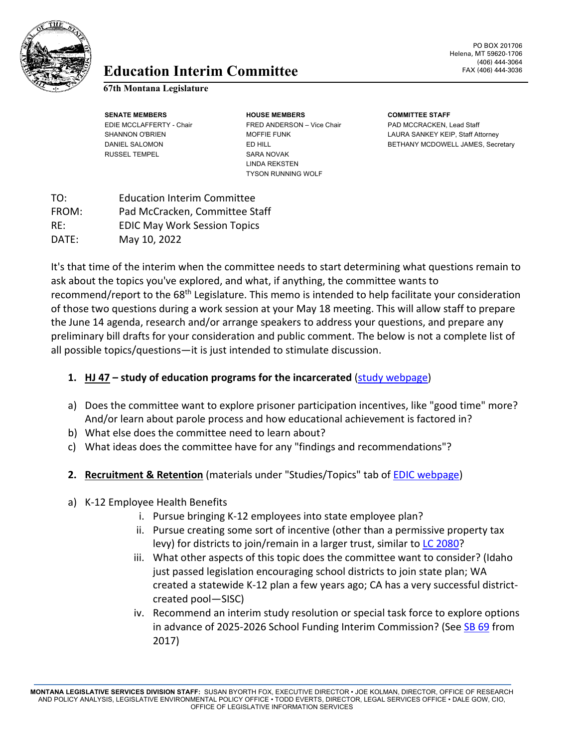# Education Interim Committee

**67th Montana Legislature**

PO BOX 201706
Helena, MT 59620-1706
(406) 444-3064
FAX (406) 444-3036

| SENATE MEMBERS | HOUSE MEMBERS | COMMITTEE STAFF |
|---|---|---|
| EDIE MCCLAFFERTY - Chair | FRED ANDERSON – Vice Chair | PAD MCCRACKEN, Lead Staff |
| SHANNON O'BRIEN | MOFFIE FUNK | LAURA SANKEY KEIP, Staff Attorney |
| DANIEL SALOMON | ED HILL | BETHANY MCDOWELL JAMES, Secretary |
| RUSSEL TEMPEL | SARA NOVAK | |
| | LINDA REKSTEN | |
| | TYSON RUNNING WOLF | |

TO: Education Interim Committee
FROM: Pad McCracken, Committee Staff
RE: EDIC May Work Session Topics
DATE: May 10, 2022

It's that time of the interim when the committee needs to start determining what questions remain to ask about the topics you've explored, and what, if anything, the committee wants to recommend/report to the 68th Legislature. This memo is intended to help facilitate your consideration of those two questions during a work session at your May 18 meeting. This will allow staff to prepare the June 14 agenda, research and/or arrange speakers to address your questions, and prepare any preliminary bill drafts for your consideration and public comment. The below is not a complete list of all possible topics/questions—it is just intended to stimulate discussion.

1. **HJ 47 – study of education programs for the incarcerated** (study webpage)

a) Does the committee want to explore prisoner participation incentives, like "good time" more? And/or learn about parole process and how educational achievement is factored in?
b) What else does the committee need to learn about?
c) What ideas does the committee have for any "findings and recommendations"?

2. **Recruitment & Retention** (materials under "Studies/Topics" tab of EDIC webpage)

a) K-12 Employee Health Benefits
   i. Pursue bringing K-12 employees into state employee plan?
   ii. Pursue creating some sort of incentive (other than a permissive property tax levy) for districts to join/remain in a larger trust, similar to LC 2080?
   iii. What other aspects of this topic does the committee want to consider? (Idaho just passed legislation encouraging school districts to join state plan; WA created a statewide K-12 plan a few years ago; CA has a very successful district-created pool—SISC)
   iv. Recommend an interim study resolution or special task force to explore options in advance of 2025-2026 School Funding Interim Commission? (See SB 69 from 2017)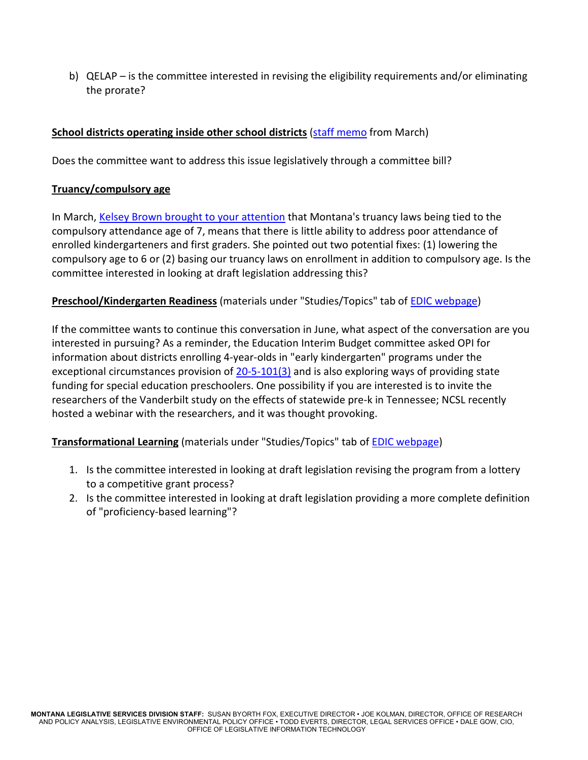b) QELAP – is the committee interested in revising the eligibility requirements and/or eliminating the prorate?

**School districts operating inside other school districts** (staff memo from March)

Does the committee want to address this issue legislatively through a committee bill?

**Truancy/compulsory age**

In March, Kelsey Brown brought to your attention that Montana's truancy laws being tied to the compulsory attendance age of 7, means that there is little ability to address poor attendance of enrolled kindergarteners and first graders. She pointed out two potential fixes: (1) lowering the compulsory age to 6 or (2) basing our truancy laws on enrollment in addition to compulsory age. Is the committee interested in looking at draft legislation addressing this?

**Preschool/Kindergarten Readiness** (materials under "Studies/Topics" tab of EDIC webpage)

If the committee wants to continue this conversation in June, what aspect of the conversation are you interested in pursuing? As a reminder, the Education Interim Budget committee asked OPI for information about districts enrolling 4-year-olds in "early kindergarten" programs under the exceptional circumstances provision of 20-5-101(3) and is also exploring ways of providing state funding for special education preschoolers. One possibility if you are interested is to invite the researchers of the Vanderbilt study on the effects of statewide pre-k in Tennessee; NCSL recently hosted a webinar with the researchers, and it was thought provoking.

**Transformational Learning** (materials under "Studies/Topics" tab of EDIC webpage)

1. Is the committee interested in looking at draft legislation revising the program from a lottery to a competitive grant process?
2. Is the committee interested in looking at draft legislation providing a more complete definition of "proficiency-based learning"?